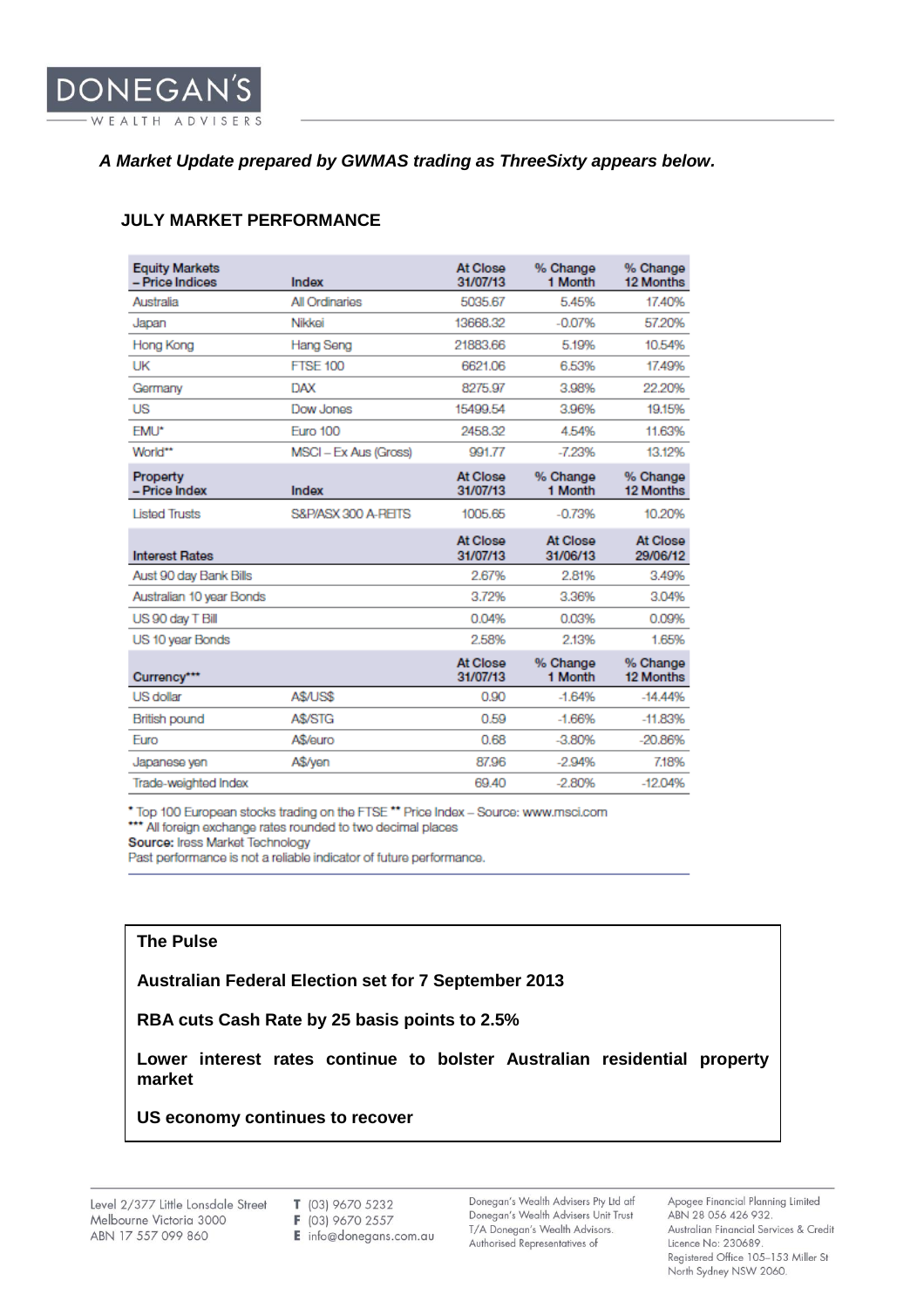*A Market Update prepared by GWMAS trading as ThreeSixty appears below.*

## JULY MARKET PERFORMANCE

| Equity Markets – Price Indices | Index | At Close 31/07/13 | % Change 1 Month | % Change 12 Months |
|---|---|---|---|---|
| Australia | All Ordinaries | 5035.67 | 5.45% | 17.40% |
| Japan | Nikkei | 13668.32 | -0.07% | 57.20% |
| Hong Kong | Hang Seng | 21883.66 | 5.19% | 10.54% |
| UK | FTSE 100 | 6621.06 | 6.53% | 17.49% |
| Germany | DAX | 8275.97 | 3.98% | 22.20% |
| US | Dow Jones | 15499.54 | 3.96% | 19.15% |
| EMU* | Euro 100 | 2458.32 | 4.54% | 11.63% |
| World** | MSCI – Ex Aus (Gross) | 991.77 | -7.23% | 13.12% |
| **Property – Price Index** | **Index** | **At Close 31/07/13** | **% Change 1 Month** | **% Change 12 Months** |
| Listed Trusts | S&P/ASX 300 A-REITS | 1005.65 | -0.73% | 10.20% |
| **Interest Rates** | | **At Close 31/07/13** | **At Close 31/06/13** | **At Close 29/06/12** |
| Aust 90 day Bank Bills | | 2.67% | 2.81% | 3.49% |
| Australian 10 year Bonds | | 3.72% | 3.36% | 3.04% |
| US 90 day T Bill | | 0.04% | 0.03% | 0.09% |
| US 10 year Bonds | | 2.58% | 2.13% | 1.65% |
| **Currency*** ** | | **At Close 31/07/13** | **% Change 1 Month** | **% Change 12 Months** |
| US dollar | A$/US$ | 0.90 | -1.64% | -14.44% |
| British pound | A$/STG | 0.59 | -1.66% | -11.83% |
| Euro | A$/euro | 0.68 | -3.80% | -20.86% |
| Japanese yen | A$/yen | 87.96 | -2.94% | 7.18% |
| Trade-weighted Index | | 69.40 | -2.80% | -12.04% |

\* Top 100 European stocks trading on the FTSE ** Price Index – Source: www.msci.com
*** All foreign exchange rates rounded to two decimal places
**Source:** Iress Market Technology
Past performance is not a reliable indicator of future performance.

**The Pulse**

**Australian Federal Election set for 7 September 2013**

**RBA cuts Cash Rate by 25 basis points to 2.5%**

**Lower interest rates continue to bolster Australian residential property market**

**US economy continues to recover**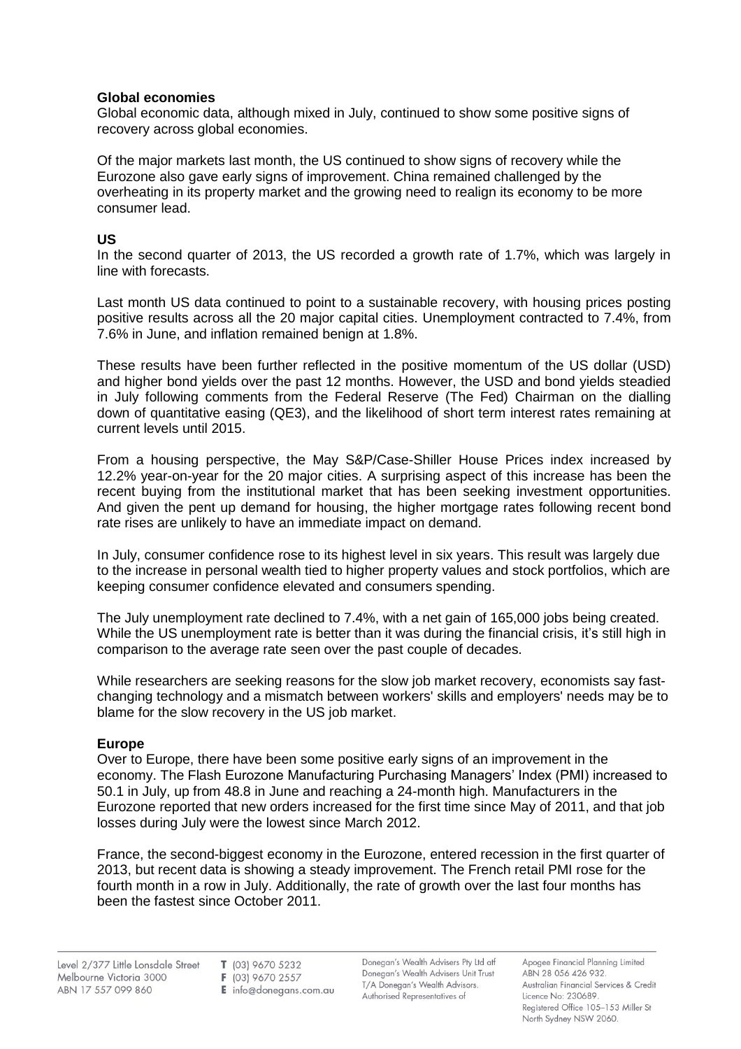**Global economies**

Global economic data, although mixed in July, continued to show some positive signs of recovery across global economies.

Of the major markets last month, the US continued to show signs of recovery while the Eurozone also gave early signs of improvement. China remained challenged by the overheating in its property market and the growing need to realign its economy to be more consumer lead.

**US**

In the second quarter of 2013, the US recorded a growth rate of 1.7%, which was largely in line with forecasts.

Last month US data continued to point to a sustainable recovery, with housing prices posting positive results across all the 20 major capital cities. Unemployment contracted to 7.4%, from 7.6% in June, and inflation remained benign at 1.8%.

These results have been further reflected in the positive momentum of the US dollar (USD) and higher bond yields over the past 12 months. However, the USD and bond yields steadied in July following comments from the Federal Reserve (The Fed) Chairman on the dialling down of quantitative easing (QE3), and the likelihood of short term interest rates remaining at current levels until 2015.

From a housing perspective, the May S&P/Case-Shiller House Prices index increased by 12.2% year-on-year for the 20 major cities. A surprising aspect of this increase has been the recent buying from the institutional market that has been seeking investment opportunities. And given the pent up demand for housing, the higher mortgage rates following recent bond rate rises are unlikely to have an immediate impact on demand.

In July, consumer confidence rose to its highest level in six years. This result was largely due to the increase in personal wealth tied to higher property values and stock portfolios, which are keeping consumer confidence elevated and consumers spending.

The July unemployment rate declined to 7.4%, with a net gain of 165,000 jobs being created. While the US unemployment rate is better than it was during the financial crisis, it's still high in comparison to the average rate seen over the past couple of decades.

While researchers are seeking reasons for the slow job market recovery, economists say fast-changing technology and a mismatch between workers' skills and employers' needs may be to blame for the slow recovery in the US job market.

**Europe**

Over to Europe, there have been some positive early signs of an improvement in the economy. The Flash Eurozone Manufacturing Purchasing Managers' Index (PMI) increased to 50.1 in July, up from 48.8 in June and reaching a 24-month high. Manufacturers in the Eurozone reported that new orders increased for the first time since May of 2011, and that job losses during July were the lowest since March 2012.

France, the second-biggest economy in the Eurozone, entered recession in the first quarter of 2013, but recent data is showing a steady improvement. The French retail PMI rose for the fourth month in a row in July. Additionally, the rate of growth over the last four months has been the fastest since October 2011.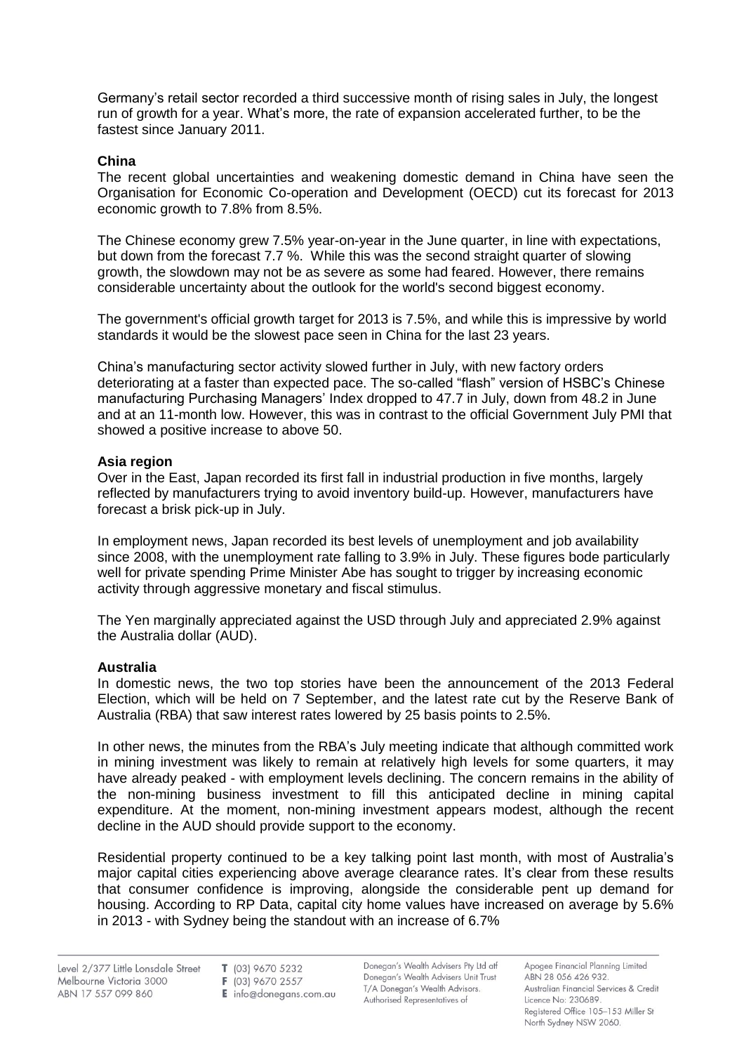Germany's retail sector recorded a third successive month of rising sales in July, the longest run of growth for a year. What's more, the rate of expansion accelerated further, to be the fastest since January 2011.

**China**

The recent global uncertainties and weakening domestic demand in China have seen the Organisation for Economic Co-operation and Development (OECD) cut its forecast for 2013 economic growth to 7.8% from 8.5%.

The Chinese economy grew 7.5% year-on-year in the June quarter, in line with expectations, but down from the forecast 7.7 %. While this was the second straight quarter of slowing growth, the slowdown may not be as severe as some had feared. However, there remains considerable uncertainty about the outlook for the world's second biggest economy.

The government's official growth target for 2013 is 7.5%, and while this is impressive by world standards it would be the slowest pace seen in China for the last 23 years.

China's manufacturing sector activity slowed further in July, with new factory orders deteriorating at a faster than expected pace. The so-called "flash" version of HSBC's Chinese manufacturing Purchasing Managers' Index dropped to 47.7 in July, down from 48.2 in June and at an 11-month low. However, this was in contrast to the official Government July PMI that showed a positive increase to above 50.

**Asia region**

Over in the East, Japan recorded its first fall in industrial production in five months, largely reflected by manufacturers trying to avoid inventory build-up. However, manufacturers have forecast a brisk pick-up in July.

In employment news, Japan recorded its best levels of unemployment and job availability since 2008, with the unemployment rate falling to 3.9% in July. These figures bode particularly well for private spending Prime Minister Abe has sought to trigger by increasing economic activity through aggressive monetary and fiscal stimulus.

The Yen marginally appreciated against the USD through July and appreciated 2.9% against the Australia dollar (AUD).

**Australia**

In domestic news, the two top stories have been the announcement of the 2013 Federal Election, which will be held on 7 September, and the latest rate cut by the Reserve Bank of Australia (RBA) that saw interest rates lowered by 25 basis points to 2.5%.

In other news, the minutes from the RBA's July meeting indicate that although committed work in mining investment was likely to remain at relatively high levels for some quarters, it may have already peaked - with employment levels declining. The concern remains in the ability of the non-mining business investment to fill this anticipated decline in mining capital expenditure. At the moment, non-mining investment appears modest, although the recent decline in the AUD should provide support to the economy.

Residential property continued to be a key talking point last month, with most of Australia's major capital cities experiencing above average clearance rates. It's clear from these results that consumer confidence is improving, alongside the considerable pent up demand for housing. According to RP Data, capital city home values have increased on average by 5.6% in 2013 - with Sydney being the standout with an increase of 6.7%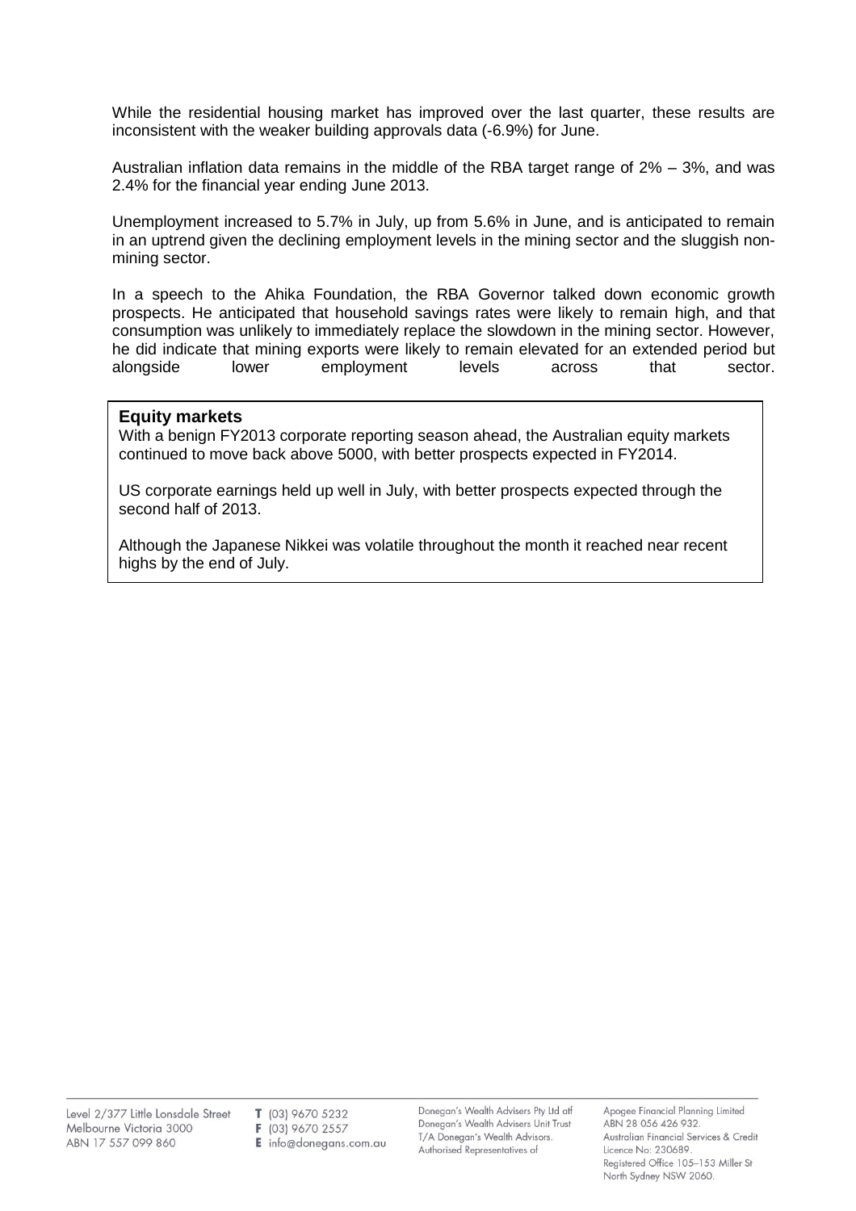While the residential housing market has improved over the last quarter, these results are inconsistent with the weaker building approvals data (-6.9%) for June.

Australian inflation data remains in the middle of the RBA target range of 2% – 3%, and was 2.4% for the financial year ending June 2013.

Unemployment increased to 5.7% in July, up from 5.6% in June, and is anticipated to remain in an uptrend given the declining employment levels in the mining sector and the sluggish non-mining sector.

In a speech to the Ahika Foundation, the RBA Governor talked down economic growth prospects. He anticipated that household savings rates were likely to remain high, and that consumption was unlikely to immediately replace the slowdown in the mining sector. However, he did indicate that mining exports were likely to remain elevated for an extended period but alongside lower employment levels across that sector.

**Equity markets**

With a benign FY2013 corporate reporting season ahead, the Australian equity markets continued to move back above 5000, with better prospects expected in FY2014.

US corporate earnings held up well in July, with better prospects expected through the second half of 2013.

Although the Japanese Nikkei was volatile throughout the month it reached near recent highs by the end of July.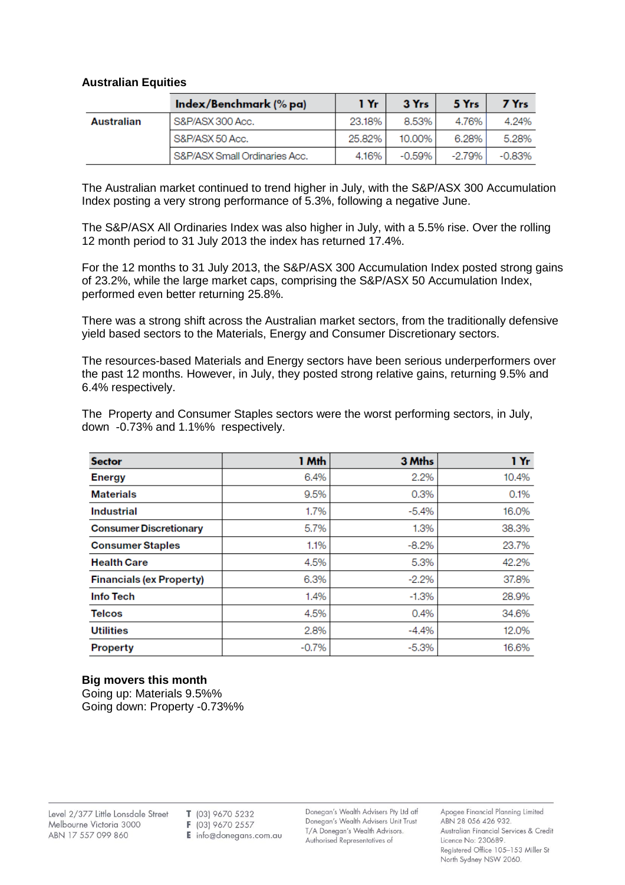**Australian Equities**

| | Index/Benchmark (% pa) | 1 Yr | 3 Yrs | 5 Yrs | 7 Yrs |
|---|---|---|---|---|---|
| **Australian** | S&P/ASX 300 Acc. | 23.18% | 8.53% | 4.76% | 4.24% |
| | S&P/ASX 50 Acc. | 25.82% | 10.00% | 6.28% | 5.28% |
| | S&P/ASX Small Ordinaries Acc. | 4.16% | -0.59% | -2.79% | -0.83% |

The Australian market continued to trend higher in July, with the S&P/ASX 300 Accumulation Index posting a very strong performance of 5.3%, following a negative June.

The S&P/ASX All Ordinaries Index was also higher in July, with a 5.5% rise. Over the rolling 12 month period to 31 July 2013 the index has returned 17.4%.

For the 12 months to 31 July 2013, the S&P/ASX 300 Accumulation Index posted strong gains of 23.2%, while the large market caps, comprising the S&P/ASX 50 Accumulation Index, performed even better returning 25.8%.

There was a strong shift across the Australian market sectors, from the traditionally defensive yield based sectors to the Materials, Energy and Consumer Discretionary sectors.

The resources-based Materials and Energy sectors have been serious underperformers over the past 12 months. However, in July, they posted strong relative gains, returning 9.5% and 6.4% respectively.

The Property and Consumer Staples sectors were the worst performing sectors, in July, down -0.73% and 1.1%% respectively.

| Sector | 1 Mth | 3 Mths | 1 Yr |
|---|---|---|---|
| **Energy** | 6.4% | 2.2% | 10.4% |
| **Materials** | 9.5% | 0.3% | 0.1% |
| **Industrial** | 1.7% | -5.4% | 16.0% |
| **Consumer Discretionary** | 5.7% | 1.3% | 38.3% |
| **Consumer Staples** | 1.1% | -8.2% | 23.7% |
| **Health Care** | 4.5% | 5.3% | 42.2% |
| **Financials (ex Property)** | 6.3% | -2.2% | 37.8% |
| **Info Tech** | 1.4% | -1.3% | 28.9% |
| **Telcos** | 4.5% | 0.4% | 34.6% |
| **Utilities** | 2.8% | -4.4% | 12.0% |
| **Property** | -0.7% | -5.3% | 16.6% |

**Big movers this month**
Going up: Materials 9.5%%
Going down: Property -0.73%%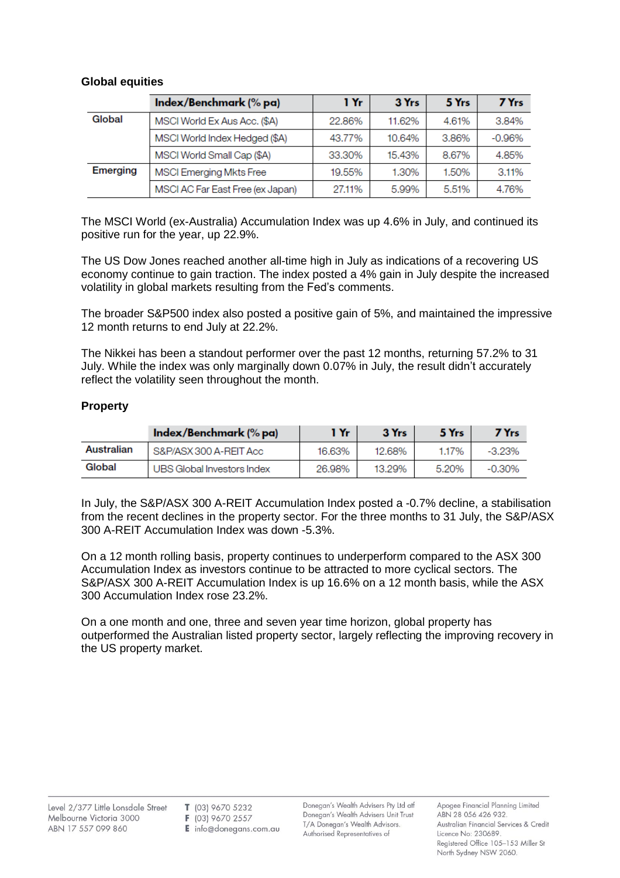**Global equities**

| | Index/Benchmark (% pa) | 1 Yr | 3 Yrs | 5 Yrs | 7 Yrs |
|---|---|---|---|---|---|
| Global | MSCI World Ex Aus Acc. ($A) | 22.86% | 11.62% | 4.61% | 3.84% |
| | MSCI World Index Hedged ($A) | 43.77% | 10.64% | 3.86% | -0.96% |
| | MSCI World Small Cap ($A) | 33.30% | 15.43% | 8.67% | 4.85% |
| Emerging | MSCI Emerging Mkts Free | 19.55% | 1.30% | 1.50% | 3.11% |
| | MSCI AC Far East Free (ex Japan) | 27.11% | 5.99% | 5.51% | 4.76% |

The MSCI World (ex-Australia) Accumulation Index was up 4.6% in July, and continued its positive run for the year, up 22.9%.

The US Dow Jones reached another all-time high in July as indications of a recovering US economy continue to gain traction. The index posted a 4% gain in July despite the increased volatility in global markets resulting from the Fed's comments.

The broader S&P500 index also posted a positive gain of 5%, and maintained the impressive 12 month returns to end July at 22.2%.

The Nikkei has been a standout performer over the past 12 months, returning 57.2% to 31 July. While the index was only marginally down 0.07% in July, the result didn't accurately reflect the volatility seen throughout the month.

**Property**

| | Index/Benchmark (% pa) | 1 Yr | 3 Yrs | 5 Yrs | 7 Yrs |
|---|---|---|---|---|---|
| Australian | S&P/ASX 300 A-REIT Acc | 16.63% | 12.68% | 1.17% | -3.23% |
| Global | UBS Global Investors Index | 26.98% | 13.29% | 5.20% | -0.30% |

In July, the S&P/ASX 300 A-REIT Accumulation Index posted a -0.7% decline, a stabilisation from the recent declines in the property sector. For the three months to 31 July, the S&P/ASX 300 A-REIT Accumulation Index was down -5.3%.

On a 12 month rolling basis, property continues to underperform compared to the ASX 300 Accumulation Index as investors continue to be attracted to more cyclical sectors. The S&P/ASX 300 A-REIT Accumulation Index is up 16.6% on a 12 month basis, while the ASX 300 Accumulation Index rose 23.2%.

On a one month and one, three and seven year time horizon, global property has outperformed the Australian listed property sector, largely reflecting the improving recovery in the US property market.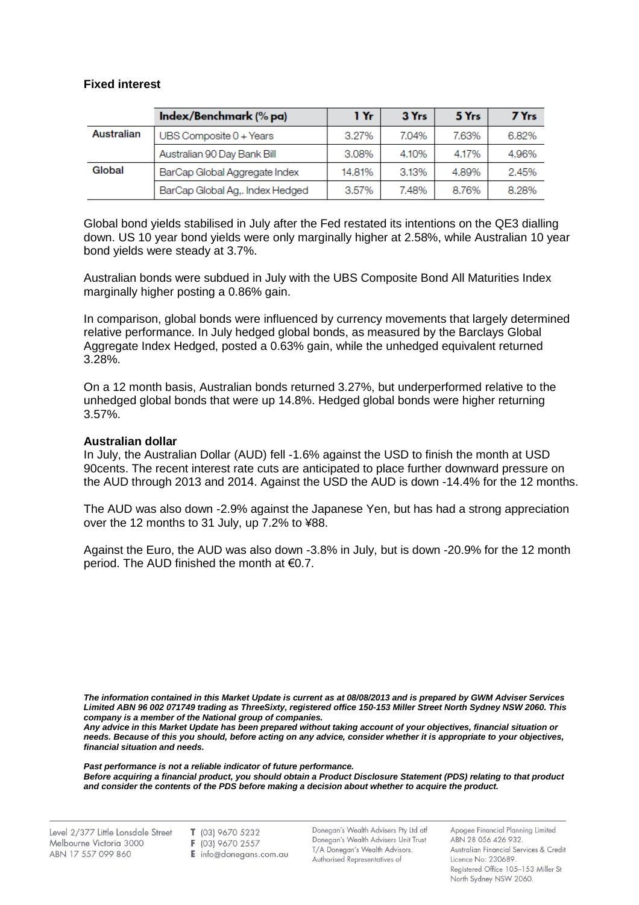### Fixed interest

| | Index/Benchmark (% pa) | 1 Yr | 3 Yrs | 5 Yrs | 7 Yrs |
|---|---|---|---|---|---|
| Australian | UBS Composite 0 + Years | 3.27% | 7.04% | 7.63% | 6.82% |
| | Australian 90 Day Bank Bill | 3.08% | 4.10% | 4.17% | 4.96% |
| Global | BarCap Global Aggregate Index | 14.81% | 3.13% | 4.89% | 2.45% |
| | BarCap Global Ag,. Index Hedged | 3.57% | 7.48% | 8.76% | 8.28% |

Global bond yields stabilised in July after the Fed restated its intentions on the QE3 dialling down. US 10 year bond yields were only marginally higher at 2.58%, while Australian 10 year bond yields were steady at 3.7%.

Australian bonds were subdued in July with the UBS Composite Bond All Maturities Index marginally higher posting a 0.86% gain.

In comparison, global bonds were influenced by currency movements that largely determined relative performance. In July hedged global bonds, as measured by the Barclays Global Aggregate Index Hedged, posted a 0.63% gain, while the unhedged equivalent returned 3.28%.

On a 12 month basis, Australian bonds returned 3.27%, but underperformed relative to the unhedged global bonds that were up 14.8%. Hedged global bonds were higher returning 3.57%.

### Australian dollar

In July, the Australian Dollar (AUD) fell -1.6% against the USD to finish the month at USD 90cents. The recent interest rate cuts are anticipated to place further downward pressure on the AUD through 2013 and 2014. Against the USD the AUD is down -14.4% for the 12 months.

The AUD was also down -2.9% against the Japanese Yen, but has had a strong appreciation over the 12 months to 31 July, up 7.2% to ¥88.

Against the Euro, the AUD was also down -3.8% in July, but is down -20.9% for the 12 month period. The AUD finished the month at €0.7.

***The information contained in this Market Update is current as at 08/08/2013 and is prepared by GWM Adviser Services Limited ABN 96 002 071749 trading as ThreeSixty, registered office 150-153 Miller Street North Sydney NSW 2060. This company is a member of the National group of companies.***
***Any advice in this Market Update has been prepared without taking account of your objectives, financial situation or needs. Because of this you should, before acting on any advice, consider whether it is appropriate to your objectives, financial situation and needs.***

***Past performance is not a reliable indicator of future performance.***
***Before acquiring a financial product, you should obtain a Product Disclosure Statement (PDS) relating to that product and consider the contents of the PDS before making a decision about whether to acquire the product.***

Level 2/377 Little Lonsdale Street
Melbourne Victoria 3000
ABN 17 557 099 860

T (03) 9670 5232
F (03) 9670 2557
E info@donegans.com.au

Donegan's Wealth Advisers Pty Ltd atf Donegan's Wealth Advisers Unit Trust T/A Donegan's Wealth Advisors. Authorised Representatives of

Apogee Financial Planning Limited
ABN 28 056 426 932.
Australian Financial Services & Credit Licence No: 230689.
Registered Office 105–153 Miller St North Sydney NSW 2060.